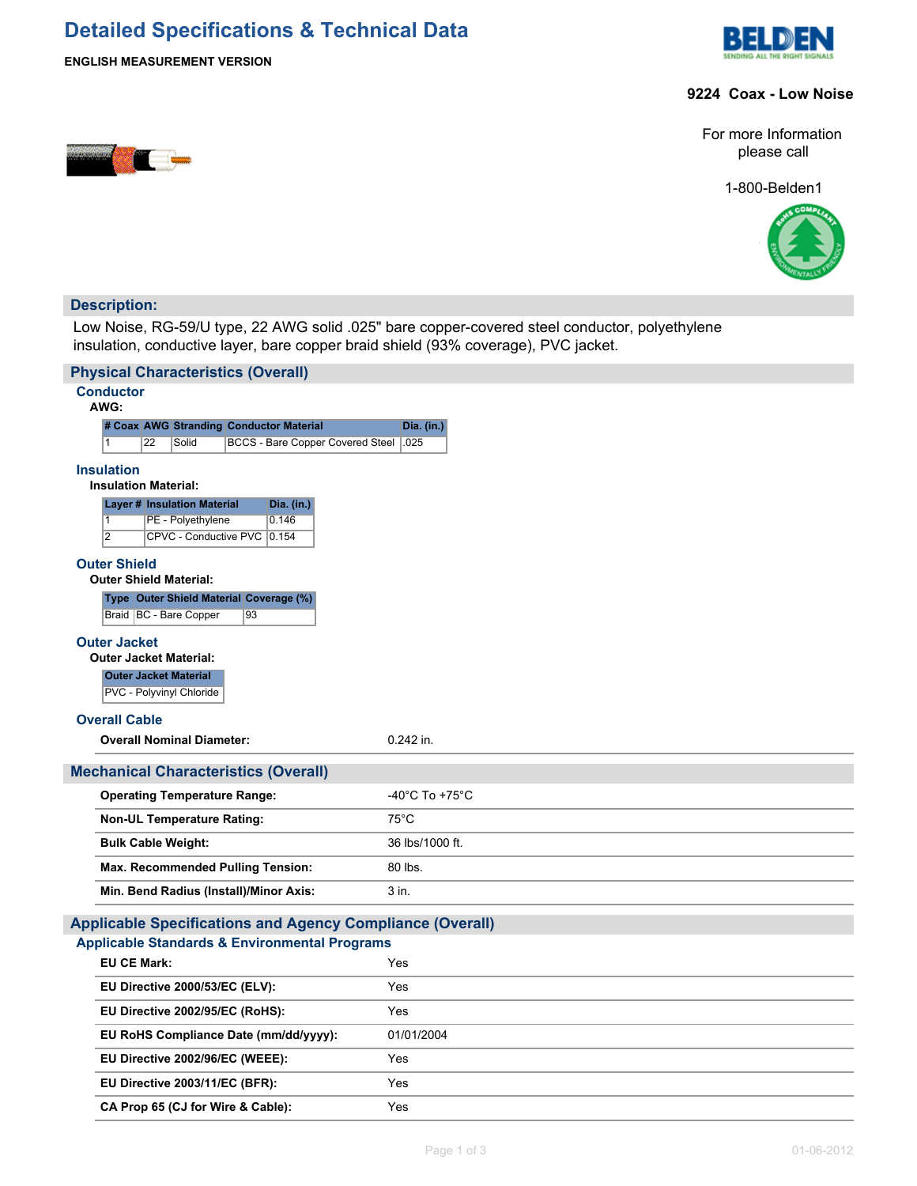# Detailed Specifications & Technical Data

**ENGLISH MEASUREMENT VERSION**

**9224 Coax - Low Noise**

For more Information please call

1-800-Belden1

## Description:

Low Noise, RG-59/U type, 22 AWG solid .025" bare copper-covered steel conductor, polyethylene insulation, conductive layer, bare copper braid shield (93% coverage), PVC jacket.

## Physical Characteristics (Overall)

### Conductor

**AWG:**

| # Coax | AWG | Stranding | Conductor Material | Dia. (in.) |
|---|---|---|---|---|
| 1 | 22 | Solid | BCCS - Bare Copper Covered Steel | .025 |

### Insulation

**Insulation Material:**

| Layer # | Insulation Material | Dia. (in.) |
|---|---|---|
| 1 | PE - Polyethylene | 0.146 |
| 2 | CPVC - Conductive PVC | 0.154 |

### Outer Shield

**Outer Shield Material:**

| Type | Outer Shield Material | Coverage (%) |
|---|---|---|
| Braid | BC - Bare Copper | 93 |

### Outer Jacket

**Outer Jacket Material:**

| Outer Jacket Material |
|---|
| PVC - Polyvinyl Chloride |

### Overall Cable

| | |
|---|---|
| **Overall Nominal Diameter:** | 0.242 in. |

## Mechanical Characteristics (Overall)

| | |
|---|---|
| **Operating Temperature Range:** | -40°C To +75°C |
| **Non-UL Temperature Rating:** | 75°C |
| **Bulk Cable Weight:** | 36 lbs/1000 ft. |
| **Max. Recommended Pulling Tension:** | 80 lbs. |
| **Min. Bend Radius (Install)/Minor Axis:** | 3 in. |

## Applicable Specifications and Agency Compliance (Overall)

### Applicable Standards & Environmental Programs

| | |
|---|---|
| **EU CE Mark:** | Yes |
| **EU Directive 2000/53/EC (ELV):** | Yes |
| **EU Directive 2002/95/EC (RoHS):** | Yes |
| **EU RoHS Compliance Date (mm/dd/yyyy):** | 01/01/2004 |
| **EU Directive 2002/96/EC (WEEE):** | Yes |
| **EU Directive 2003/11/EC (BFR):** | Yes |
| **CA Prop 65 (CJ for Wire & Cable):** | Yes |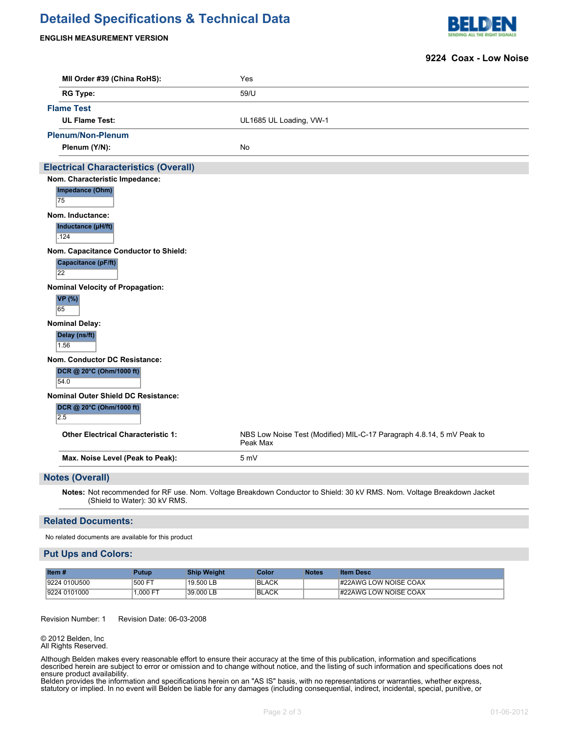# Detailed Specifications & Technical Data

**ENGLISH MEASUREMENT VERSION**

**9224 Coax - Low Noise**

| | |
|---|---|
| **MII Order #39 (China RoHS):** | Yes |
| **RG Type:** | 59/U |

### Flame Test

| | |
|---|---|
| **UL Flame Test:** | UL1685 UL Loading, VW-1 |

### Plenum/Non-Plenum

| | |
|---|---|
| **Plenum (Y/N):** | No |

## Electrical Characteristics (Overall)

**Nom. Characteristic Impedance:**

| Impedance (Ohm) |
|---|
| 75 |

**Nom. Inductance:**

| Inductance (µH/ft) |
|---|
| .124 |

**Nom. Capacitance Conductor to Shield:**

| Capacitance (pF/ft) |
|---|
| 22 |

**Nominal Velocity of Propagation:**

| VP (%) |
|---|
| 65 |

**Nominal Delay:**

| Delay (ns/ft) |
|---|
| 1.56 |

**Nom. Conductor DC Resistance:**

| DCR @ 20°C (Ohm/1000 ft) |
|---|
| 54.0 |

**Nominal Outer Shield DC Resistance:**

| DCR @ 20°C (Ohm/1000 ft) |
|---|
| 2.5 |

| | |
|---|---|
| **Other Electrical Characteristic 1:** | NBS Low Noise Test (Modified) MIL-C-17 Paragraph 4.8.14, 5 mV Peak to Peak Max |
| **Max. Noise Level (Peak to Peak):** | 5 mV |

## Notes (Overall)

**Notes:** Not recommended for RF use. Nom. Voltage Breakdown Conductor to Shield: 30 kV RMS. Nom. Voltage Breakdown Jacket (Shield to Water): 30 kV RMS.

## Related Documents:

No related documents are available for this product

## Put Ups and Colors:

| Item # | Putup | Ship Weight | Color | Notes | Item Desc |
|---|---|---|---|---|---|
| 9224 010U500 | 500 FT | 19.500 LB | BLACK | | #22AWG LOW NOISE COAX |
| 9224 0101000 | 1,000 FT | 39.000 LB | BLACK | | #22AWG LOW NOISE COAX |

Revision Number: 1 Revision Date: 06-03-2008

© 2012 Belden, Inc
All Rights Reserved.

Although Belden makes every reasonable effort to ensure their accuracy at the time of this publication, information and specifications described herein are subject to error or omission and to change without notice, and the listing of such information and specifications does not ensure product availability.
Belden provides the information and specifications herein on an "AS IS" basis, with no representations or warranties, whether express, statutory or implied. In no event will Belden be liable for any damages (including consequential, indirect, incidental, special, punitive, or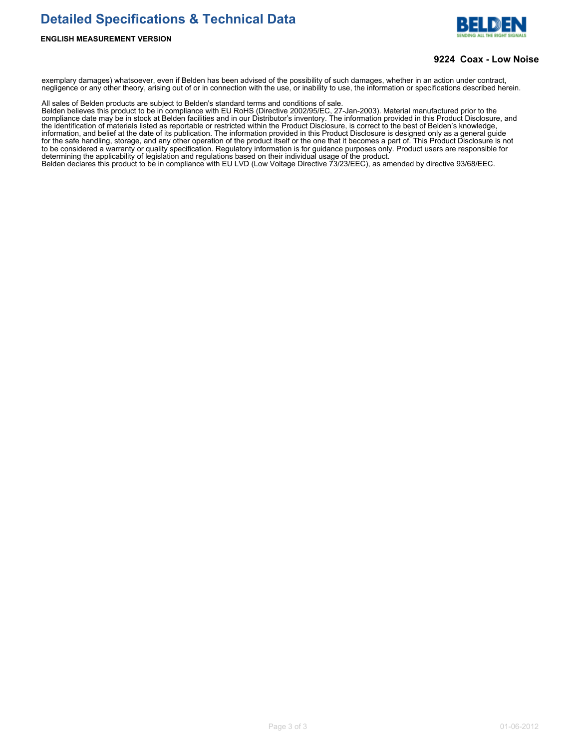exemplary damages) whatsoever, even if Belden has been advised of the possibility of such damages, whether in an action under contract, negligence or any other theory, arising out of or in connection with the use, or inability to use, the information or specifications described herein.

All sales of Belden products are subject to Belden's standard terms and conditions of sale.
Belden believes this product to be in compliance with EU RoHS (Directive 2002/95/EC, 27-Jan-2003). Material manufactured prior to the compliance date may be in stock at Belden facilities and in our Distributor's inventory. The information provided in this Product Disclosure, and the identification of materials listed as reportable or restricted within the Product Disclosure, is correct to the best of Belden's knowledge, information, and belief at the date of its publication. The information provided in this Product Disclosure is designed only as a general guide for the safe handling, storage, and any other operation of the product itself or the one that it becomes a part of. This Product Disclosure is not to be considered a warranty or quality specification. Regulatory information is for guidance purposes only. Product users are responsible for determining the applicability of legislation and regulations based on their individual usage of the product.
Belden declares this product to be in compliance with EU LVD (Low Voltage Directive 73/23/EEC), as amended by directive 93/68/EEC.